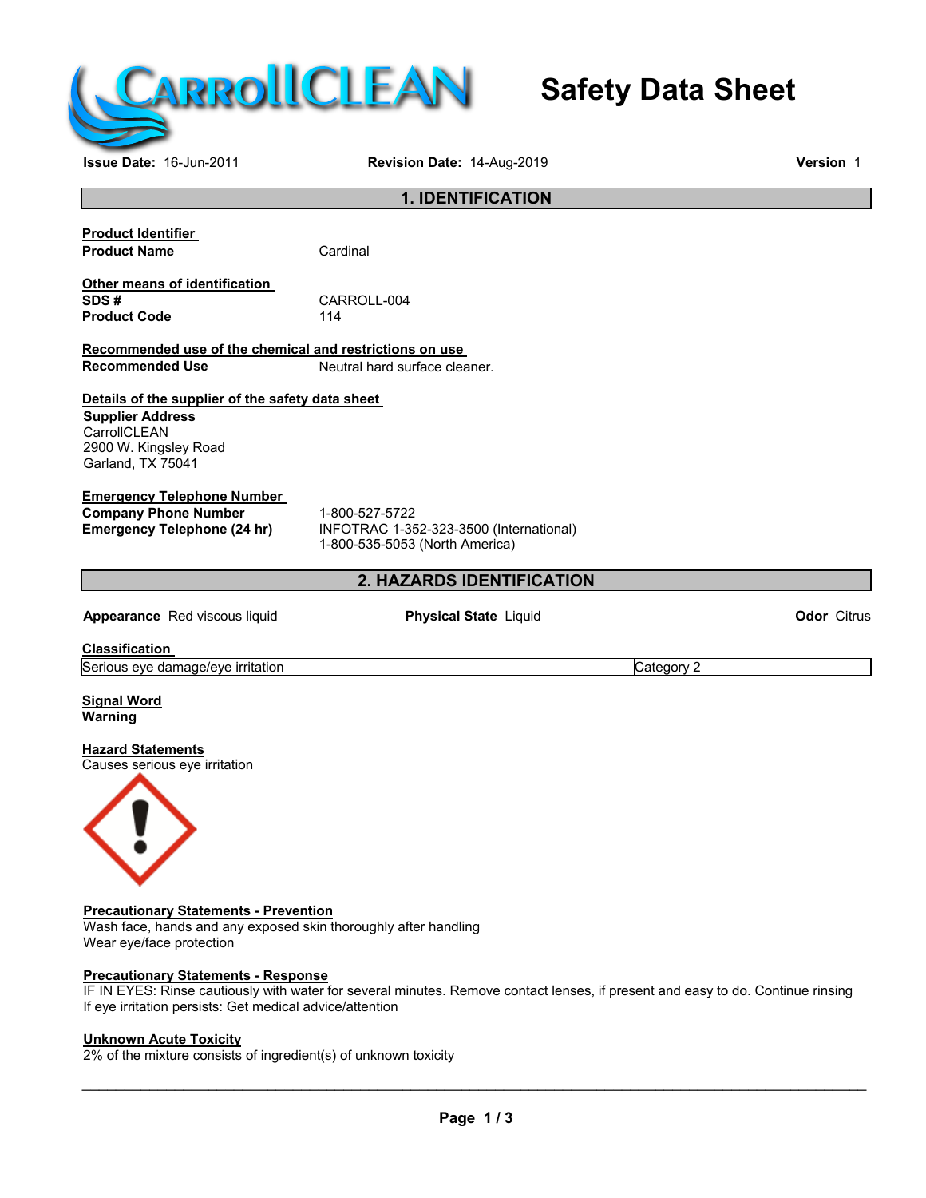CarrollCLEAN

# Safety Data Sheet

**Issue Date:** 16-Jun-2011 **Revision Date:** 14-Aug-2019 **Version** 1

## 1. IDENTIFICATION

**Product Identifier**

**Product Name** Cardinal

**Other means of identification**

**SDS #** CARROLL-004

**Product Code** 114

**Recommended use of the chemical and restrictions on use**

**Recommended Use** Neutral hard surface cleaner.

**Details of the supplier of the safety data sheet**

**Supplier Address**
CarrollCLEAN
2900 W. Kingsley Road
Garland, TX 75041

**Emergency Telephone Number**

**Company Phone Number** 1-800-527-5722

**Emergency Telephone (24 hr)** INFOTRAC 1-352-323-3500 (International)
1-800-535-5053 (North America)

## 2. HAZARDS IDENTIFICATION

**Appearance** Red viscous liquid **Physical State** Liquid **Odor** Citrus

**Classification**

| Serious eye damage/eye irritation | Category 2 |
|---|---|

**Signal Word**
**Warning**

**Hazard Statements**
Causes serious eye irritation

**Precautionary Statements - Prevention**
Wash face, hands and any exposed skin thoroughly after handling
Wear eye/face protection

**Precautionary Statements - Response**
IF IN EYES: Rinse cautiously with water for several minutes. Remove contact lenses, if present and easy to do. Continue rinsing
If eye irritation persists: Get medical advice/attention

**Unknown Acute Toxicity**
2% of the mixture consists of ingredient(s) of unknown toxicity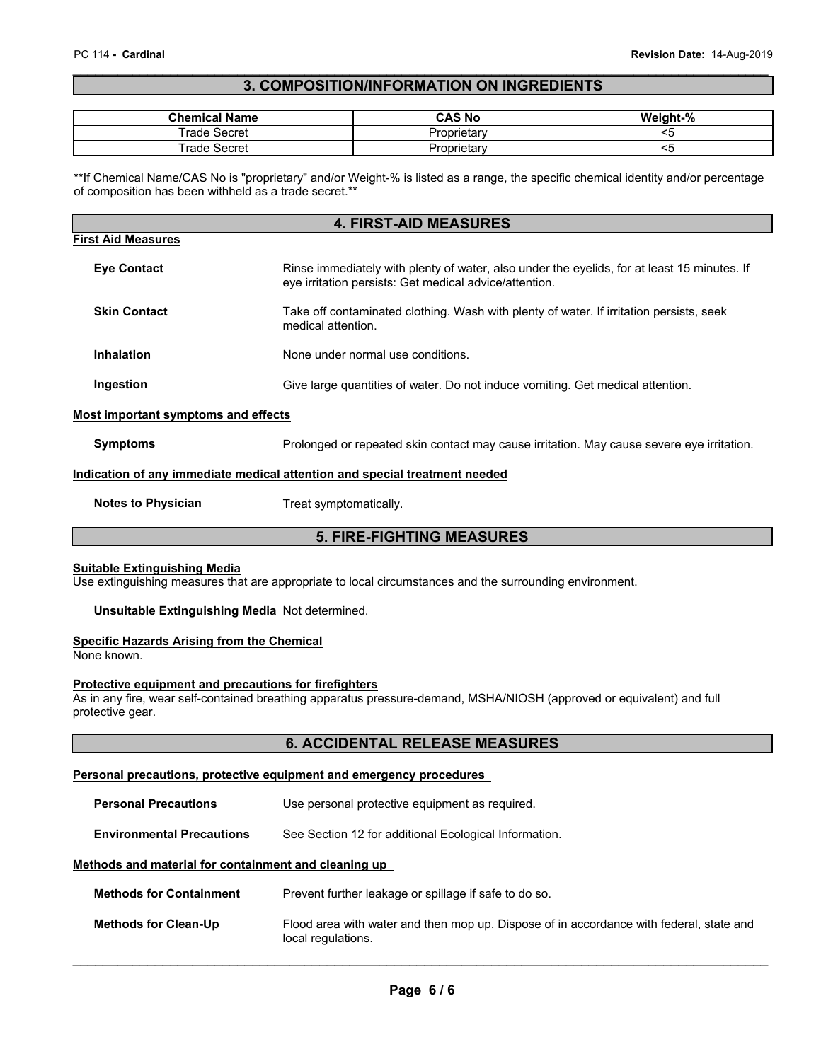## 3. COMPOSITION/INFORMATION ON INGREDIENTS

| Chemical Name | CAS No | Weight-% |
|---|---|---|
| Trade Secret | Proprietary | <5 |
| Trade Secret | Proprietary | <5 |

**If Chemical Name/CAS No is "proprietary" and/or Weight-% is listed as a range, the specific chemical identity and/or percentage of composition has been withheld as a trade secret.**

## 4. FIRST-AID MEASURES

### First Aid Measures

**Eye Contact** Rinse immediately with plenty of water, also under the eyelids, for at least 15 minutes. If eye irritation persists: Get medical advice/attention.

**Skin Contact** Take off contaminated clothing. Wash with plenty of water. If irritation persists, seek medical attention.

**Inhalation** None under normal use conditions.

**Ingestion** Give large quantities of water. Do not induce vomiting. Get medical attention.

### Most important symptoms and effects

**Symptoms** Prolonged or repeated skin contact may cause irritation. May cause severe eye irritation.

### Indication of any immediate medical attention and special treatment needed

**Notes to Physician** Treat symptomatically.

## 5. FIRE-FIGHTING MEASURES

### Suitable Extinguishing Media

Use extinguishing measures that are appropriate to local circumstances and the surrounding environment.

**Unsuitable Extinguishing Media** Not determined.

### Specific Hazards Arising from the Chemical

None known.

### Protective equipment and precautions for firefighters

As in any fire, wear self-contained breathing apparatus pressure-demand, MSHA/NIOSH (approved or equivalent) and full protective gear.

## 6. ACCIDENTAL RELEASE MEASURES

### Personal precautions, protective equipment and emergency procedures

**Personal Precautions** Use personal protective equipment as required.

**Environmental Precautions** See Section 12 for additional Ecological Information.

### Methods and material for containment and cleaning up

**Methods for Containment** Prevent further leakage or spillage if safe to do so.

**Methods for Clean-Up** Flood area with water and then mop up. Dispose of in accordance with federal, state and local regulations.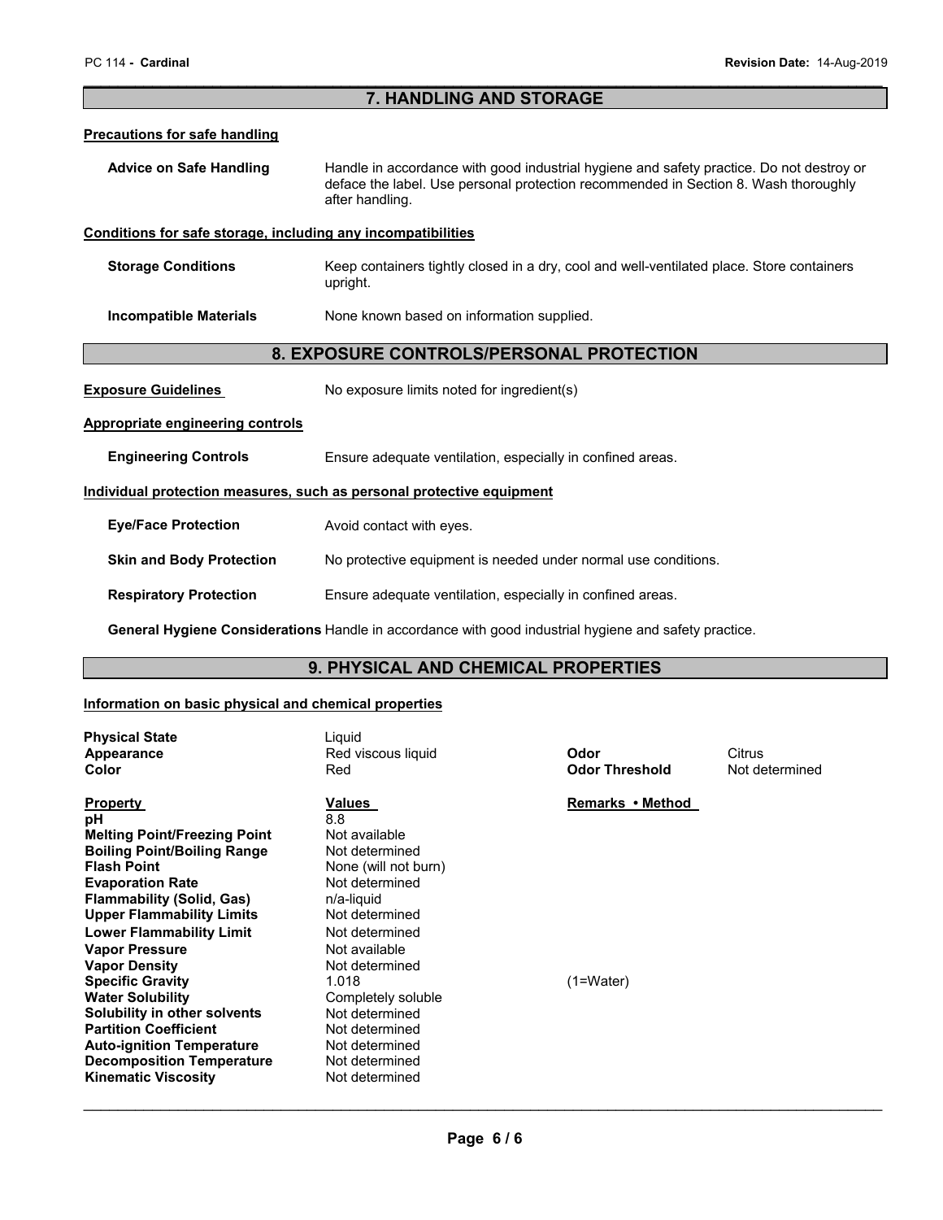## 7. HANDLING AND STORAGE

**Precautions for safe handling**

**Advice on Safe Handling** Handle in accordance with good industrial hygiene and safety practice. Do not destroy or deface the label. Use personal protection recommended in Section 8. Wash thoroughly after handling.

**Conditions for safe storage, including any incompatibilities**

**Storage Conditions** Keep containers tightly closed in a dry, cool and well-ventilated place. Store containers upright.

**Incompatible Materials** None known based on information supplied.

## 8. EXPOSURE CONTROLS/PERSONAL PROTECTION

**Exposure Guidelines** No exposure limits noted for ingredient(s)

**Appropriate engineering controls**

**Engineering Controls** Ensure adequate ventilation, especially in confined areas.

**Individual protection measures, such as personal protective equipment**

**Eye/Face Protection** Avoid contact with eyes.

**Skin and Body Protection** No protective equipment is needed under normal use conditions.

**Respiratory Protection** Ensure adequate ventilation, especially in confined areas.

**General Hygiene Considerations** Handle in accordance with good industrial hygiene and safety practice.

## 9. PHYSICAL AND CHEMICAL PROPERTIES

**Information on basic physical and chemical properties**

**Physical State** Liquid
**Appearance** Red viscous liquid
**Color** Red
**Odor** Citrus
**Odor Threshold** Not determined

| Property | Values | Remarks • Method |
|---|---|---|
| pH | 8.8 | |
| Melting Point/Freezing Point | Not available | |
| Boiling Point/Boiling Range | Not determined | |
| Flash Point | None (will not burn) | |
| Evaporation Rate | Not determined | |
| Flammability (Solid, Gas) | n/a-liquid | |
| Upper Flammability Limits | Not determined | |
| Lower Flammability Limit | Not determined | |
| Vapor Pressure | Not available | |
| Vapor Density | Not determined | |
| Specific Gravity | 1.018 | (1=Water) |
| Water Solubility | Completely soluble | |
| Solubility in other solvents | Not determined | |
| Partition Coefficient | Not determined | |
| Auto-ignition Temperature | Not determined | |
| Decomposition Temperature | Not determined | |
| Kinematic Viscosity | Not determined | |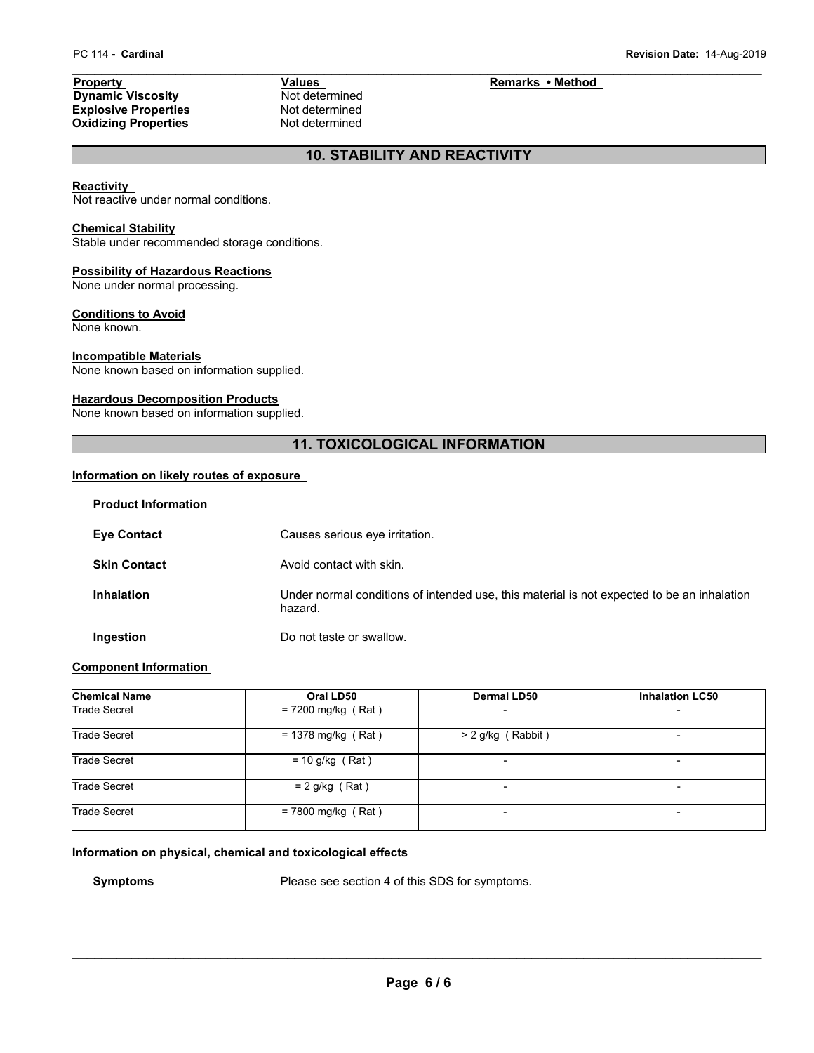| Property | Values | Remarks • Method |
|---|---|---|
| **Dynamic Viscosity** | Not determined | |
| **Explosive Properties** | Not determined | |
| **Oxidizing Properties** | Not determined | |

## 10. STABILITY AND REACTIVITY

**Reactivity**
Not reactive under normal conditions.

**Chemical Stability**
Stable under recommended storage conditions.

**Possibility of Hazardous Reactions**
None under normal processing.

**Conditions to Avoid**
None known.

**Incompatible Materials**
None known based on information supplied.

**Hazardous Decomposition Products**
None known based on information supplied.

## 11. TOXICOLOGICAL INFORMATION

**Information on likely routes of exposure**

**Product Information**

**Eye Contact** Causes serious eye irritation.

**Skin Contact** Avoid contact with skin.

**Inhalation** Under normal conditions of intended use, this material is not expected to be an inhalation hazard.

**Ingestion** Do not taste or swallow.

**Component Information**

| Chemical Name | Oral LD50 | Dermal LD50 | Inhalation LC50 |
|---|---|---|---|
| Trade Secret | = 7200 mg/kg ( Rat ) | - | - |
| Trade Secret | = 1378 mg/kg ( Rat ) | > 2 g/kg ( Rabbit ) | - |
| Trade Secret | = 10 g/kg ( Rat ) | - | - |
| Trade Secret | = 2 g/kg ( Rat ) | - | - |
| Trade Secret | = 7800 mg/kg ( Rat ) | - | - |

**Information on physical, chemical and toxicological effects**

**Symptoms** Please see section 4 of this SDS for symptoms.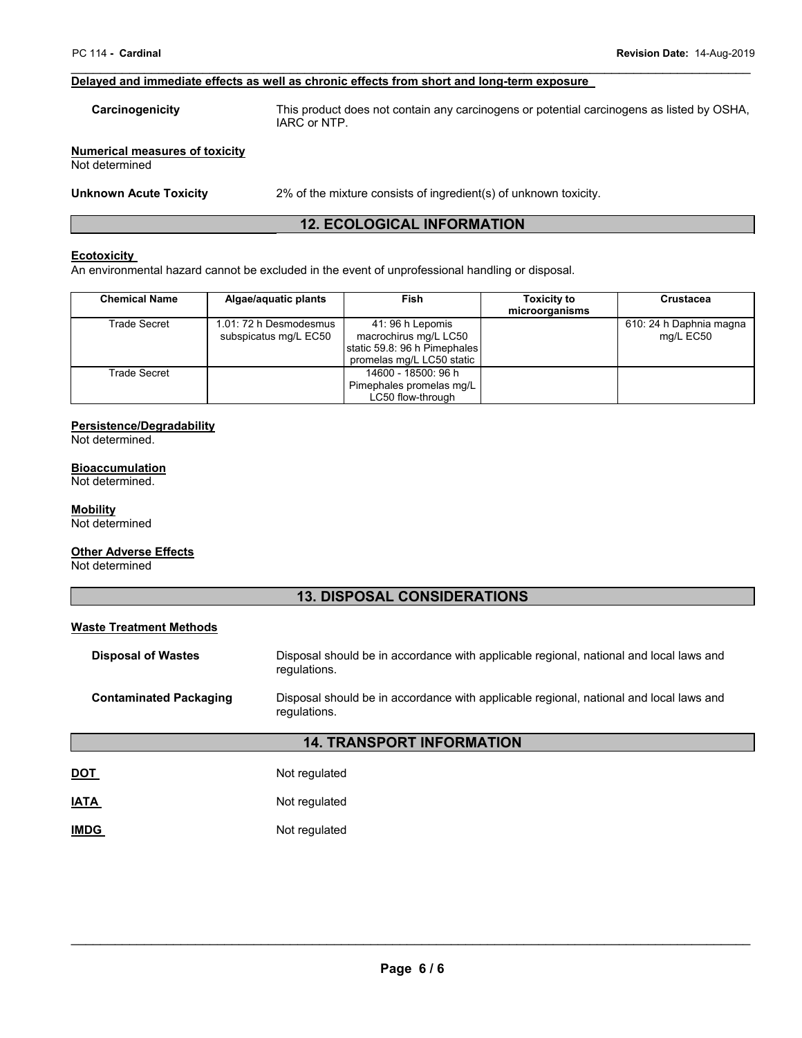**Delayed and immediate effects as well as chronic effects from short and long-term exposure**

**Carcinogenicity** This product does not contain any carcinogens or potential carcinogens as listed by OSHA, IARC or NTP.

**Numerical measures of toxicity**
Not determined

**Unknown Acute Toxicity** 2% of the mixture consists of ingredient(s) of unknown toxicity.

## 12. ECOLOGICAL INFORMATION

**Ecotoxicity**
An environmental hazard cannot be excluded in the event of unprofessional handling or disposal.

| Chemical Name | Algae/aquatic plants | Fish | Toxicity to microorganisms | Crustacea |
|---|---|---|---|---|
| Trade Secret | 1.01: 72 h Desmodesmus subspicatus mg/L EC50 | 41: 96 h Lepomis macrochirus mg/L LC50 static 59.8: 96 h Pimephales promelas mg/L LC50 static | | 610: 24 h Daphnia magna mg/L EC50 |
| Trade Secret | | 14600 - 18500: 96 h Pimephales promelas mg/L LC50 flow-through | | |

**Persistence/Degradability**
Not determined.

**Bioaccumulation**
Not determined.

**Mobility**
Not determined

**Other Adverse Effects**
Not determined

## 13. DISPOSAL CONSIDERATIONS

**Waste Treatment Methods**

**Disposal of Wastes** Disposal should be in accordance with applicable regional, national and local laws and regulations.

**Contaminated Packaging** Disposal should be in accordance with applicable regional, national and local laws and regulations.

## 14. TRANSPORT INFORMATION

**DOT** Not regulated

**IATA** Not regulated

**IMDG** Not regulated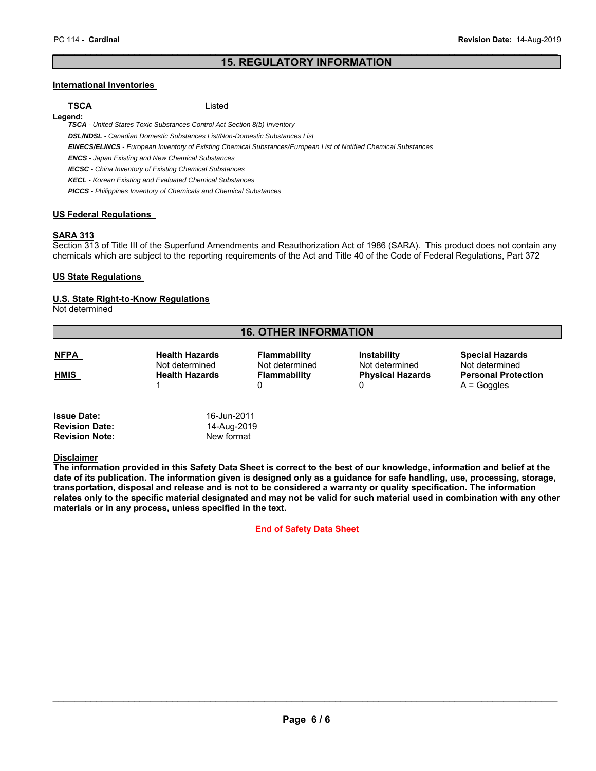## 15. REGULATORY INFORMATION

**International Inventories**

| | |
|---|---|
| **TSCA** | Listed |

**Legend:**

***TSCA*** *- United States Toxic Substances Control Act Section 8(b) Inventory*
***DSL/NDSL*** *- Canadian Domestic Substances List/Non-Domestic Substances List*
***EINECS/ELINCS*** *- European Inventory of Existing Chemical Substances/European List of Notified Chemical Substances*
***ENCS*** *- Japan Existing and New Chemical Substances*
***IECSC*** *- China Inventory of Existing Chemical Substances*
***KECL*** *- Korean Existing and Evaluated Chemical Substances*
***PICCS*** *- Philippines Inventory of Chemicals and Chemical Substances*

**US Federal Regulations**

**SARA 313**
Section 313 of Title III of the Superfund Amendments and Reauthorization Act of 1986 (SARA). This product does not contain any chemicals which are subject to the reporting requirements of the Act and Title 40 of the Code of Federal Regulations, Part 372

**US State Regulations**

**U.S. State Right-to-Know Regulations**
Not determined

## 16. OTHER INFORMATION

| | | | | |
|---|---|---|---|---|
| **NFPA** | **Health Hazards** Not determined | **Flammability** Not determined | **Instability** Not determined | **Special Hazards** Not determined |
| **HMIS** | **Health Hazards** 1 | **Flammability** 0 | **Physical Hazards** 0 | **Personal Protection** A = Goggles |

| | |
|---|---|
| **Issue Date:** | 16-Jun-2011 |
| **Revision Date:** | 14-Aug-2019 |
| **Revision Note:** | New format |

**Disclaimer**
**The information provided in this Safety Data Sheet is correct to the best of our knowledge, information and belief at the date of its publication. The information given is designed only as a guidance for safe handling, use, processing, storage, transportation, disposal and release and is not to be considered a warranty or quality specification. The information relates only to the specific material designated and may not be valid for such material used in combination with any other materials or in any process, unless specified in the text.**

**End of Safety Data Sheet**